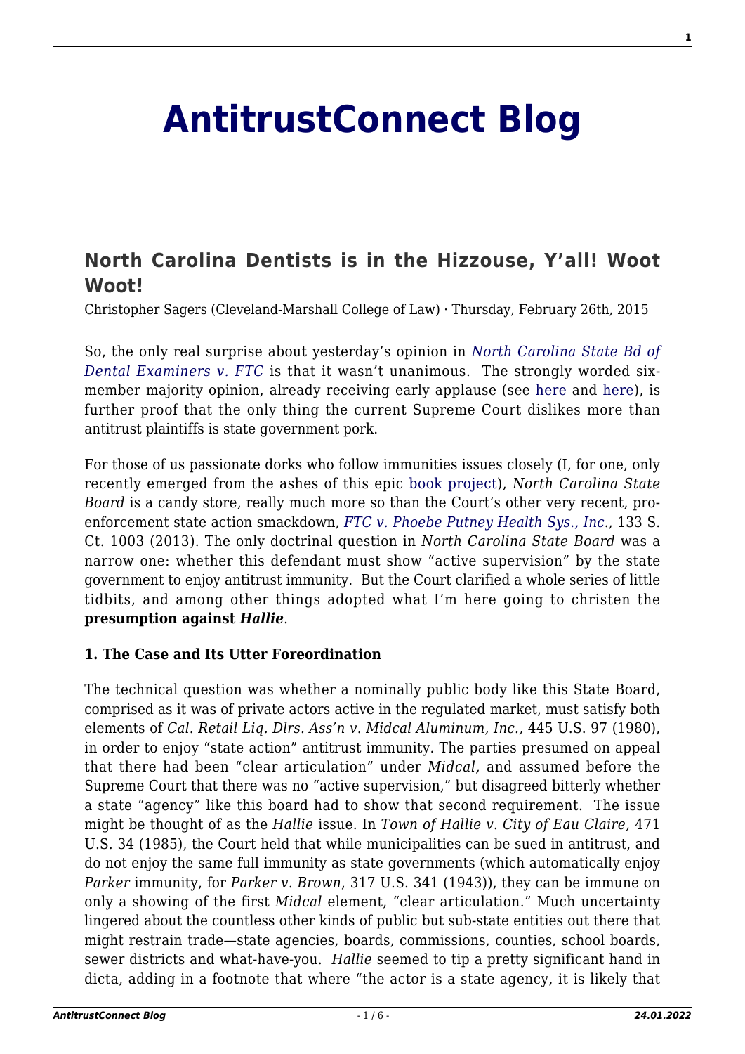# AntitrustConnect Blog

## North Carolina Dentists is in the Hizzouse, Y'all! Woot Woot!

Christopher Sagers (Cleveland-Marshall College of Law) · Thursday, February 26th, 2015

So, the only real surprise about yesterday's opinion in *North Carolina State Bd of Dental Examiners v. FTC* is that it wasn't unanimous. The strongly worded six-member majority opinion, already receiving early applause (see here and here), is further proof that the only thing the current Supreme Court dislikes more than antitrust plaintiffs is state government pork.

For those of us passionate dorks who follow immunities issues closely (I, for one, only recently emerged from the ashes of this epic book project), *North Carolina State Board* is a candy store, really much more so than the Court's other very recent, pro-enforcement state action smackdown, *FTC v. Phoebe Putney Health Sys., Inc.*, 133 S. Ct. 1003 (2013). The only doctrinal question in *North Carolina State Board* was a narrow one: whether this defendant must show "active supervision" by the state government to enjoy antitrust immunity. But the Court clarified a whole series of little tidbits, and among other things adopted what I'm here going to christen the **presumption against *Hallie*.**

**1. The Case and Its Utter Foreordination**

The technical question was whether a nominally public body like this State Board, comprised as it was of private actors active in the regulated market, must satisfy both elements of *Cal. Retail Liq. Dlrs. Ass'n v. Midcal Aluminum, Inc.,* 445 U.S. 97 (1980), in order to enjoy "state action" antitrust immunity. The parties presumed on appeal that there had been "clear articulation" under *Midcal,* and assumed before the Supreme Court that there was no "active supervision," but disagreed bitterly whether a state "agency" like this board had to show that second requirement. The issue might be thought of as the *Hallie* issue. In *Town of Hallie v. City of Eau Claire,* 471 U.S. 34 (1985), the Court held that while municipalities can be sued in antitrust, and do not enjoy the same full immunity as state governments (which automatically enjoy *Parker* immunity, for *Parker v. Brown*, 317 U.S. 341 (1943)), they can be immune on only a showing of the first *Midcal* element, "clear articulation." Much uncertainty lingered about the countless other kinds of public but sub-state entities out there that might restrain trade—state agencies, boards, commissions, counties, school boards, sewer districts and what-have-you. *Hallie* seemed to tip a pretty significant hand in dicta, adding in a footnote that where "the actor is a state agency, it is likely that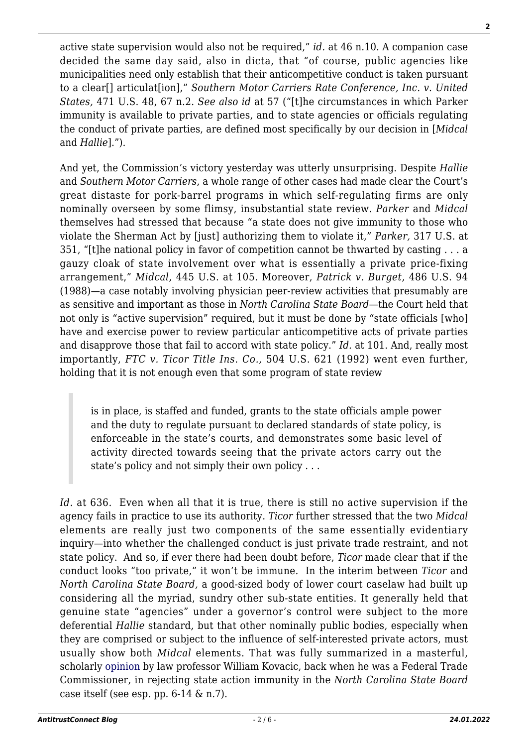active state supervision would also not be required," *id*. at 46 n.10. A companion case decided the same day said, also in dicta, that "of course, public agencies like municipalities need only establish that their anticompetitive conduct is taken pursuant to a clear[] articulat[ion]," *Southern Motor Carriers Rate Conference, Inc. v. United States,* 471 U.S. 48, 67 n.2. *See also id* at 57 ("[t]he circumstances in which Parker immunity is available to private parties, and to state agencies or officials regulating the conduct of private parties, are defined most specifically by our decision in [*Midcal* and *Hallie*].").

And yet, the Commission's victory yesterday was utterly unsurprising. Despite *Hallie* and *Southern Motor Carriers*, a whole range of other cases had made clear the Court's great distaste for pork-barrel programs in which self-regulating firms are only nominally overseen by some flimsy, insubstantial state review. *Parker* and *Midcal* themselves had stressed that because "a state does not give immunity to those who violate the Sherman Act by [just] authorizing them to violate it," *Parker,* 317 U.S. at 351, "[t]he national policy in favor of competition cannot be thwarted by casting . . . a gauzy cloak of state involvement over what is essentially a private price-fixing arrangement," *Midcal,* 445 U.S. at 105. Moreover, *Patrick v. Burget,* 486 U.S. 94 (1988)—a case notably involving physician peer-review activities that presumably are as sensitive and important as those in *North Carolina State Board*—the Court held that not only is "active supervision" required, but it must be done by "state officials [who] have and exercise power to review particular anticompetitive acts of private parties and disapprove those that fail to accord with state policy." *Id.* at 101. And, really most importantly, *FTC v. Ticor Title Ins. Co.,* 504 U.S. 621 (1992) went even further, holding that it is not enough even that some program of state review

> is in place, is staffed and funded, grants to the state officials ample power and the duty to regulate pursuant to declared standards of state policy, is enforceable in the state's courts, and demonstrates some basic level of activity directed towards seeing that the private actors carry out the state's policy and not simply their own policy . . .

*Id.* at 636. Even when all that it is true, there is still no active supervision if the agency fails in practice to use its authority. *Ticor* further stressed that the two *Midcal* elements are really just two components of the same essentially evidentiary inquiry—into whether the challenged conduct is just private trade restraint, and not state policy. And so, if ever there had been doubt before, *Ticor* made clear that if the conduct looks "too private," it won't be immune. In the interim between *Ticor* and *North Carolina State Board,* a good-sized body of lower court caselaw had built up considering all the myriad, sundry other sub-state entities. It generally held that genuine state "agencies" under a governor's control were subject to the more deferential *Hallie* standard*,* but that other nominally public bodies, especially when they are comprised or subject to the influence of self-interested private actors, must usually show both *Midcal* elements. That was fully summarized in a masterful, scholarly opinion by law professor William Kovacic, back when he was a Federal Trade Commissioner, in rejecting state action immunity in the *North Carolina State Board* case itself (see esp. pp. 6-14 & n.7).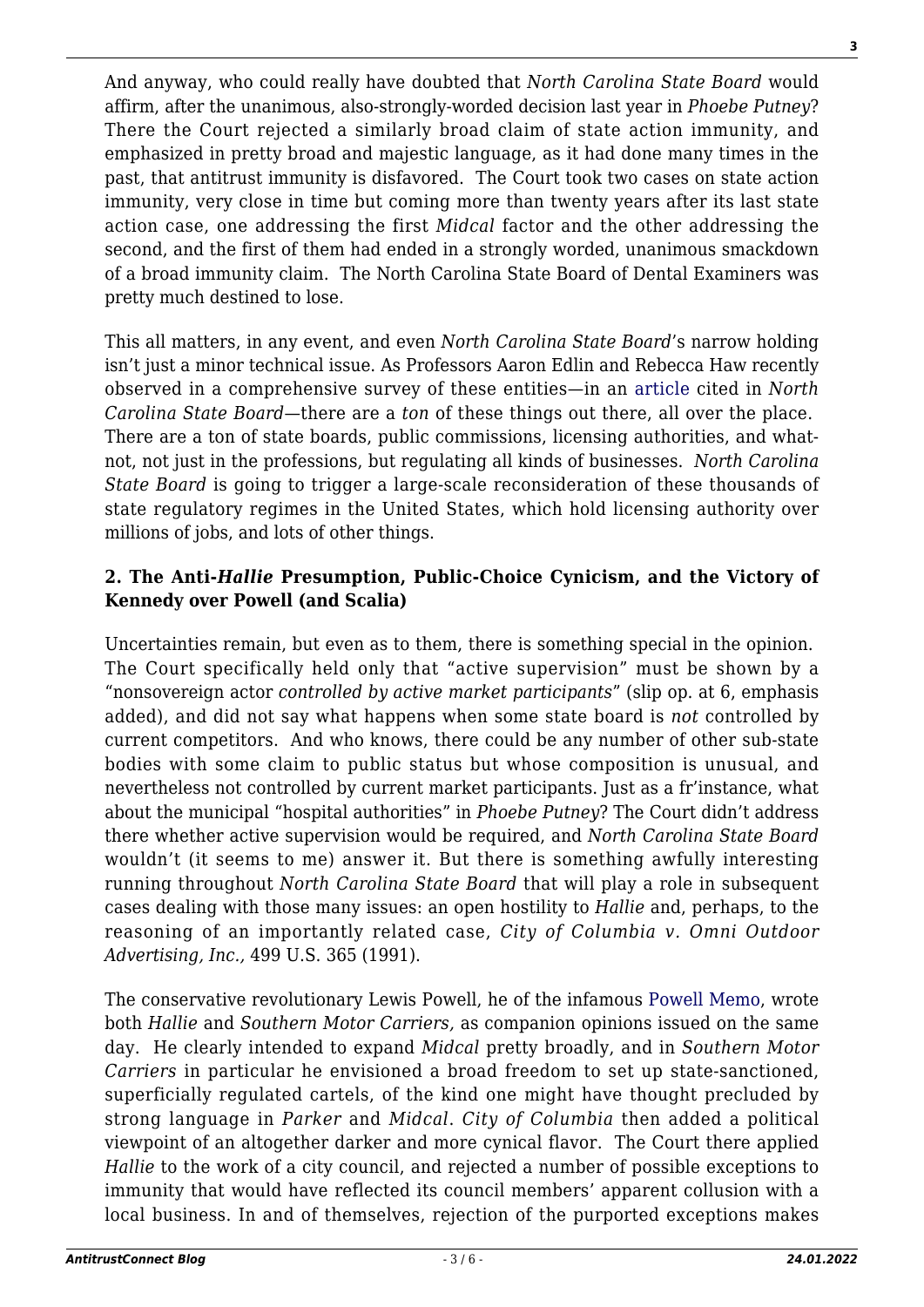And anyway, who could really have doubted that *North Carolina State Board* would affirm, after the unanimous, also-strongly-worded decision last year in *Phoebe Putney*? There the Court rejected a similarly broad claim of state action immunity, and emphasized in pretty broad and majestic language, as it had done many times in the past, that antitrust immunity is disfavored. The Court took two cases on state action immunity, very close in time but coming more than twenty years after its last state action case, one addressing the first *Midcal* factor and the other addressing the second, and the first of them had ended in a strongly worded, unanimous smackdown of a broad immunity claim. The North Carolina State Board of Dental Examiners was pretty much destined to lose.

This all matters, in any event, and even *North Carolina State Board*'s narrow holding isn't just a minor technical issue. As Professors Aaron Edlin and Rebecca Haw recently observed in a comprehensive survey of these entities—in an article cited in *North Carolina State Board*—there are a *ton* of these things out there, all over the place. There are a ton of state boards, public commissions, licensing authorities, and what-not, not just in the professions, but regulating all kinds of businesses. *North Carolina State Board* is going to trigger a large-scale reconsideration of these thousands of state regulatory regimes in the United States, which hold licensing authority over millions of jobs, and lots of other things.

### 2. The Anti-*Hallie* Presumption, Public-Choice Cynicism, and the Victory of Kennedy over Powell (and Scalia)

Uncertainties remain, but even as to them, there is something special in the opinion. The Court specifically held only that "active supervision" must be shown by a "nonsovereign actor *controlled by active market participants*" (slip op. at 6, emphasis added), and did not say what happens when some state board is *not* controlled by current competitors. And who knows, there could be any number of other sub-state bodies with some claim to public status but whose composition is unusual, and nevertheless not controlled by current market participants. Just as a fr'instance, what about the municipal "hospital authorities" in *Phoebe Putney*? The Court didn't address there whether active supervision would be required, and *North Carolina State Board* wouldn't (it seems to me) answer it. But there is something awfully interesting running throughout *North Carolina State Board* that will play a role in subsequent cases dealing with those many issues: an open hostility to *Hallie* and, perhaps, to the reasoning of an importantly related case, *City of Columbia v. Omni Outdoor Advertising, Inc.,* 499 U.S. 365 (1991).

The conservative revolutionary Lewis Powell, he of the infamous Powell Memo, wrote both *Hallie* and *Southern Motor Carriers,* as companion opinions issued on the same day. He clearly intended to expand *Midcal* pretty broadly, and in *Southern Motor Carriers* in particular he envisioned a broad freedom to set up state-sanctioned, superficially regulated cartels, of the kind one might have thought precluded by strong language in *Parker* and *Midcal*. *City of Columbia* then added a political viewpoint of an altogether darker and more cynical flavor. The Court there applied *Hallie* to the work of a city council, and rejected a number of possible exceptions to immunity that would have reflected its council members' apparent collusion with a local business. In and of themselves, rejection of the purported exceptions makes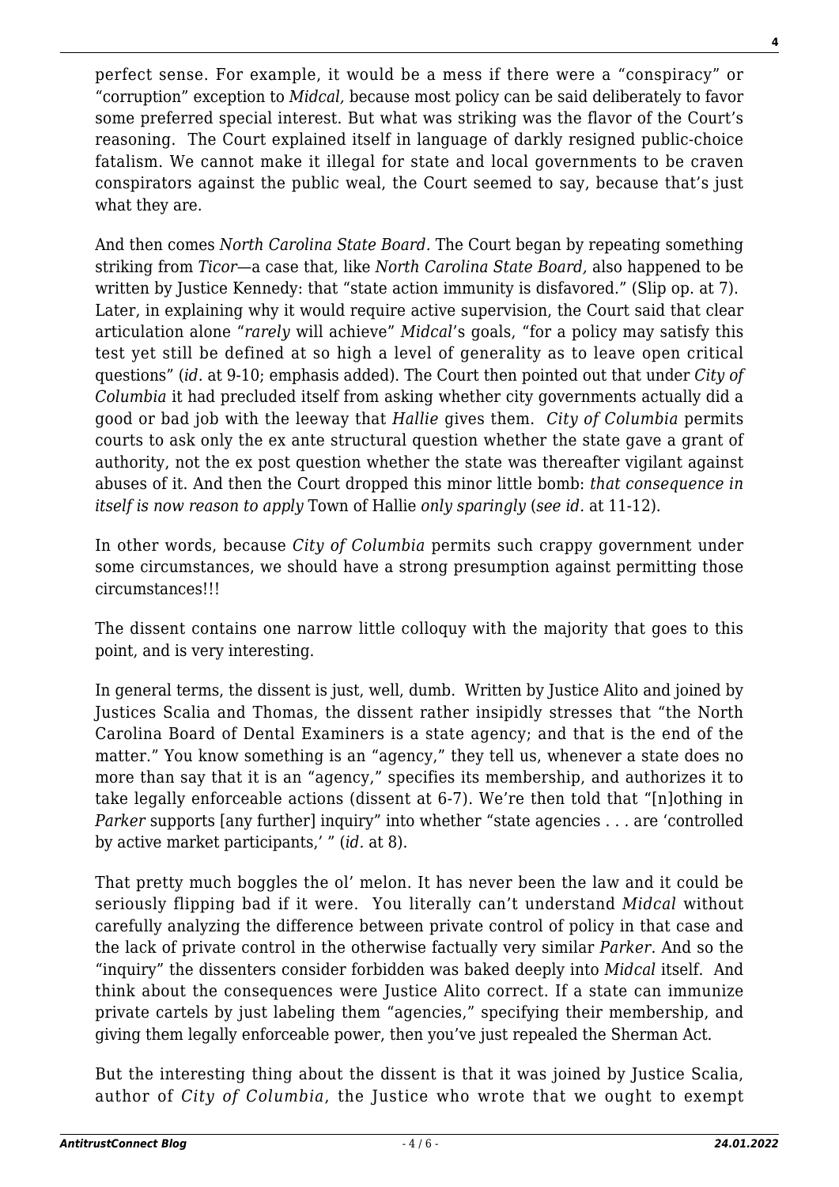perfect sense. For example, it would be a mess if there were a "conspiracy" or "corruption" exception to *Midcal,* because most policy can be said deliberately to favor some preferred special interest. But what was striking was the flavor of the Court's reasoning. The Court explained itself in language of darkly resigned public-choice fatalism. We cannot make it illegal for state and local governments to be craven conspirators against the public weal, the Court seemed to say, because that's just what they are.

And then comes *North Carolina State Board.* The Court began by repeating something striking from *Ticor*—a case that, like *North Carolina State Board,* also happened to be written by Justice Kennedy: that "state action immunity is disfavored." (Slip op. at 7). Later, in explaining why it would require active supervision, the Court said that clear articulation alone "*rarely* will achieve" *Midcal*'s goals, "for a policy may satisfy this test yet still be defined at so high a level of generality as to leave open critical questions" (*id.* at 9-10; emphasis added). The Court then pointed out that under *City of Columbia* it had precluded itself from asking whether city governments actually did a good or bad job with the leeway that *Hallie* gives them. *City of Columbia* permits courts to ask only the ex ante structural question whether the state gave a grant of authority, not the ex post question whether the state was thereafter vigilant against abuses of it. And then the Court dropped this minor little bomb: *that consequence in itself is now reason to apply* Town of Hallie *only sparingly* (*see id.* at 11-12).

In other words, because *City of Columbia* permits such crappy government under some circumstances, we should have a strong presumption against permitting those circumstances!!!

The dissent contains one narrow little colloquy with the majority that goes to this point, and is very interesting.

In general terms, the dissent is just, well, dumb. Written by Justice Alito and joined by Justices Scalia and Thomas, the dissent rather insipidly stresses that "the North Carolina Board of Dental Examiners is a state agency; and that is the end of the matter." You know something is an "agency," they tell us, whenever a state does no more than say that it is an "agency," specifies its membership, and authorizes it to take legally enforceable actions (dissent at 6-7). We're then told that "[n]othing in *Parker* supports [any further] inquiry" into whether "state agencies . . . are 'controlled by active market participants,' " (*id.* at 8).

That pretty much boggles the ol' melon. It has never been the law and it could be seriously flipping bad if it were. You literally can't understand *Midcal* without carefully analyzing the difference between private control of policy in that case and the lack of private control in the otherwise factually very similar *Parker*. And so the "inquiry" the dissenters consider forbidden was baked deeply into *Midcal* itself. And think about the consequences were Justice Alito correct. If a state can immunize private cartels by just labeling them "agencies," specifying their membership, and giving them legally enforceable power, then you've just repealed the Sherman Act.

But the interesting thing about the dissent is that it was joined by Justice Scalia, author of *City of Columbia*, the Justice who wrote that we ought to exempt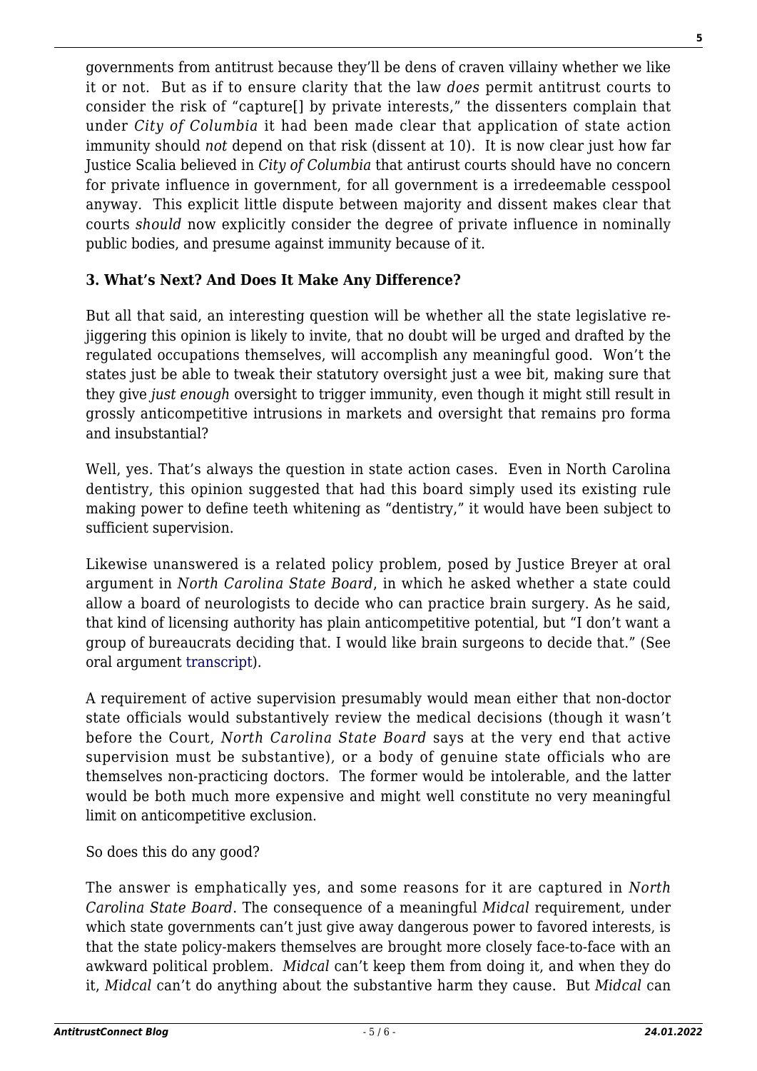governments from antitrust because they'll be dens of craven villainy whether we like it or not. But as if to ensure clarity that the law *does* permit antitrust courts to consider the risk of "capture[] by private interests," the dissenters complain that under *City of Columbia* it had been made clear that application of state action immunity should *not* depend on that risk (dissent at 10). It is now clear just how far Justice Scalia believed in *City of Columbia* that antirust courts should have no concern for private influence in government, for all government is a irredeemable cesspool anyway. This explicit little dispute between majority and dissent makes clear that courts *should* now explicitly consider the degree of private influence in nominally public bodies, and presume against immunity because of it.

### 3. What's Next? And Does It Make Any Difference?

But all that said, an interesting question will be whether all the state legislative re-jiggering this opinion is likely to invite, that no doubt will be urged and drafted by the regulated occupations themselves, will accomplish any meaningful good. Won't the states just be able to tweak their statutory oversight just a wee bit, making sure that they give *just enough* oversight to trigger immunity, even though it might still result in grossly anticompetitive intrusions in markets and oversight that remains pro forma and insubstantial?

Well, yes. That's always the question in state action cases. Even in North Carolina dentistry, this opinion suggested that had this board simply used its existing rule making power to define teeth whitening as "dentistry," it would have been subject to sufficient supervision.

Likewise unanswered is a related policy problem, posed by Justice Breyer at oral argument in *North Carolina State Board*, in which he asked whether a state could allow a board of neurologists to decide who can practice brain surgery. As he said, that kind of licensing authority has plain anticompetitive potential, but "I don't want a group of bureaucrats deciding that. I would like brain surgeons to decide that." (See oral argument transcript).

A requirement of active supervision presumably would mean either that non-doctor state officials would substantively review the medical decisions (though it wasn't before the Court, *North Carolina State Board* says at the very end that active supervision must be substantive), or a body of genuine state officials who are themselves non-practicing doctors. The former would be intolerable, and the latter would be both much more expensive and might well constitute no very meaningful limit on anticompetitive exclusion.

So does this do any good?

The answer is emphatically yes, and some reasons for it are captured in *North Carolina State Board*. The consequence of a meaningful *Midcal* requirement, under which state governments can't just give away dangerous power to favored interests, is that the state policy-makers themselves are brought more closely face-to-face with an awkward political problem. *Midcal* can't keep them from doing it, and when they do it, *Midcal* can't do anything about the substantive harm they cause. But *Midcal* can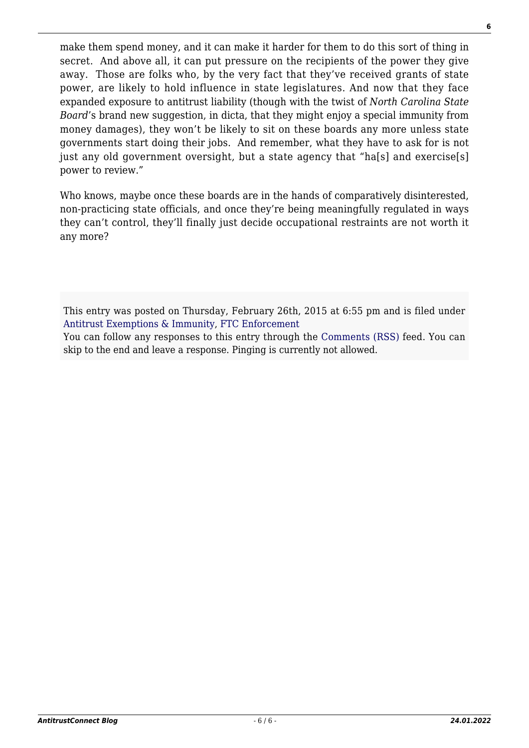make them spend money, and it can make it harder for them to do this sort of thing in secret. And above all, it can put pressure on the recipients of the power they give away. Those are folks who, by the very fact that they've received grants of state power, are likely to hold influence in state legislatures. And now that they face expanded exposure to antitrust liability (though with the twist of *North Carolina State Board*'s brand new suggestion, in dicta, that they might enjoy a special immunity from money damages), they won't be likely to sit on these boards any more unless state governments start doing their jobs. And remember, what they have to ask for is not just any old government oversight, but a state agency that "ha[s] and exercise[s] power to review."

Who knows, maybe once these boards are in the hands of comparatively disinterested, non-practicing state officials, and once they're being meaningfully regulated in ways they can't control, they'll finally just decide occupational restraints are not worth it any more?

This entry was posted on Thursday, February 26th, 2015 at 6:55 pm and is filed under Antitrust Exemptions & Immunity, FTC Enforcement
You can follow any responses to this entry through the Comments (RSS) feed. You can skip to the end and leave a response. Pinging is currently not allowed.